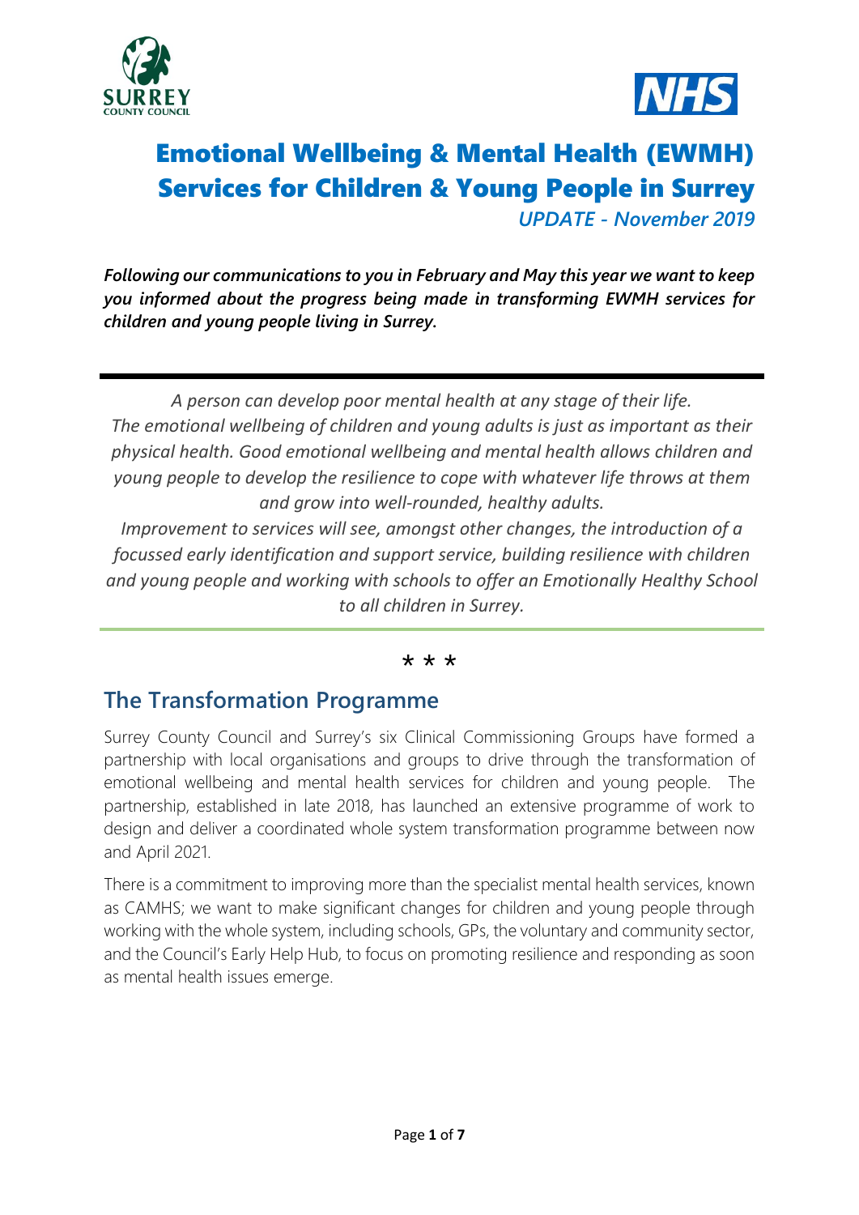# Emotional Wellbeing & Mental Health (EWMH) Services for Children & Young People in Surrey

*UPDATE - November 2019*

***Following our communications to you in February and May this year we want to keep you informed about the progress being made in transforming EWMH services for children and young people living in Surrey.***

---

*A person can develop poor mental health at any stage of their life. The emotional wellbeing of children and young adults is just as important as their physical health. Good emotional wellbeing and mental health allows children and young people to develop the resilience to cope with whatever life throws at them and grow into well-rounded, healthy adults.*

*Improvement to services will see, amongst other changes, the introduction of a focussed early identification and support service, building resilience with children and young people and working with schools to offer an Emotionally Healthy School to all children in Surrey.*

---

\* \* \*

## The Transformation Programme

Surrey County Council and Surrey's six Clinical Commissioning Groups have formed a partnership with local organisations and groups to drive through the transformation of emotional wellbeing and mental health services for children and young people. The partnership, established in late 2018, has launched an extensive programme of work to design and deliver a coordinated whole system transformation programme between now and April 2021.

There is a commitment to improving more than the specialist mental health services, known as CAMHS; we want to make significant changes for children and young people through working with the whole system, including schools, GPs, the voluntary and community sector, and the Council's Early Help Hub, to focus on promoting resilience and responding as soon as mental health issues emerge.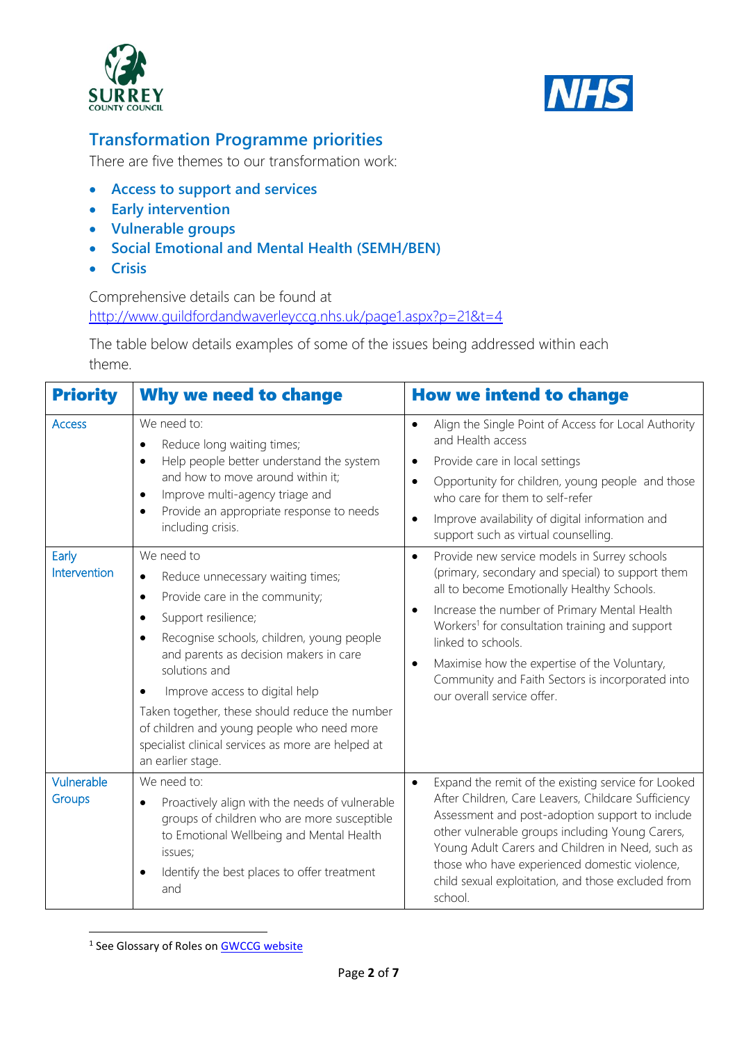## Transformation Programme priorities

There are five themes to our transformation work:

- **Access to support and services**
- **Early intervention**
- **Vulnerable groups**
- **Social Emotional and Mental Health (SEMH/BEN)**
- **Crisis**

Comprehensive details can be found at [http://www.guildfordandwaverleyccg.nhs.uk/page1.aspx?p=21&t=4](http://www.guildfordandwaverleyccg.nhs.uk/page1.aspx?p=21&t=4)

The table below details examples of some of the issues being addressed within each theme.

| Priority | Why we need to change | How we intend to change |
|---|---|---|
| Access | We need to:<br>• Reduce long waiting times;<br>• Help people better understand the system and how to move around within it;<br>• Improve multi-agency triage and<br>• Provide an appropriate response to needs including crisis. | • Align the Single Point of Access for Local Authority and Health access<br>• Provide care in local settings<br>• Opportunity for children, young people and those who care for them to self-refer<br>• Improve availability of digital information and support such as virtual counselling. |
| Early Intervention | We need to<br>• Reduce unnecessary waiting times;<br>• Provide care in the community;<br>• Support resilience;<br>• Recognise schools, children, young people and parents as decision makers in care solutions and<br>• Improve access to digital help<br>Taken together, these should reduce the number of children and young people who need more specialist clinical services as more are helped at an earlier stage. | • Provide new service models in Surrey schools (primary, secondary and special) to support them all to become Emotionally Healthy Schools.<br>• Increase the number of Primary Mental Health Workers[1] for consultation training and support linked to schools.<br>• Maximise how the expertise of the Voluntary, Community and Faith Sectors is incorporated into our overall service offer. |
| Vulnerable Groups | We need to:<br>• Proactively align with the needs of vulnerable groups of children who are more susceptible to Emotional Wellbeing and Mental Health issues;<br>• Identify the best places to offer treatment and | • Expand the remit of the existing service for Looked After Children, Care Leavers, Childcare Sufficiency Assessment and post-adoption support to include other vulnerable groups including Young Carers, Young Adult Carers and Children in Need, such as those who have experienced domestic violence, child sexual exploitation, and those excluded from school. |

[1] See Glossary of Roles on [GWCCG website](GWCCG website)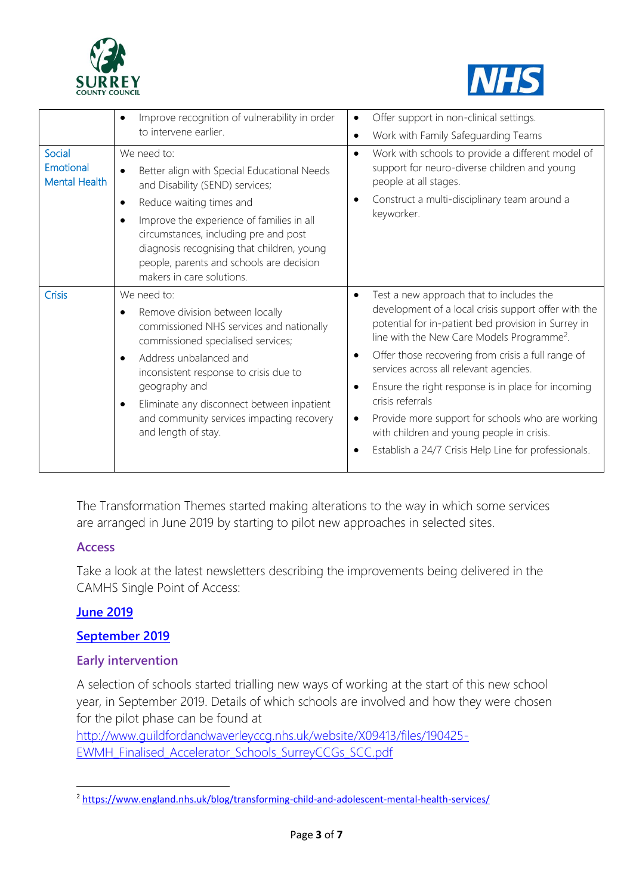| | | |
|---|---|---|
| | • Improve recognition of vulnerability in order to intervene earlier. | • Offer support in non-clinical settings.<br>• Work with Family Safeguarding Teams |
| Social Emotional Mental Health | We need to:<br>• Better align with Special Educational Needs and Disability (SEND) services;<br>• Reduce waiting times and<br>• Improve the experience of families in all circumstances, including pre and post diagnosis recognising that children, young people, parents and schools are decision makers in care solutions. | • Work with schools to provide a different model of support for neuro-diverse children and young people at all stages.<br>• Construct a multi-disciplinary team around a keyworker. |
| Crisis | We need to:<br>• Remove division between locally commissioned NHS services and nationally commissioned specialised services;<br>• Address unbalanced and inconsistent response to crisis due to geography and<br>• Eliminate any disconnect between inpatient and community services impacting recovery and length of stay. | • Test a new approach that to includes the development of a local crisis support offer with the potential for in-patient bed provision in Surrey in line with the New Care Models Programme[2].<br>• Offer those recovering from crisis a full range of services across all relevant agencies.<br>• Ensure the right response is in place for incoming crisis referrals<br>• Provide more support for schools who are working with children and young people in crisis.<br>• Establish a 24/7 Crisis Help Line for professionals. |

The Transformation Themes started making alterations to the way in which some services are arranged in June 2019 by starting to pilot new approaches in selected sites.

### Access

Take a look at the latest newsletters describing the improvements being delivered in the CAMHS Single Point of Access:

**June 2019**

**September 2019**

### Early intervention

A selection of schools started trialling new ways of working at the start of this new school year, in September 2019. Details of which schools are involved and how they were chosen for the pilot phase can be found at http://www.guildfordandwaverleyccg.nhs.uk/website/X09413/files/190425-EWMH_Finalised_Accelerator_Schools_SurreyCCGs_SCC.pdf

---

[2] https://www.england.nhs.uk/blog/transforming-child-and-adolescent-mental-health-services/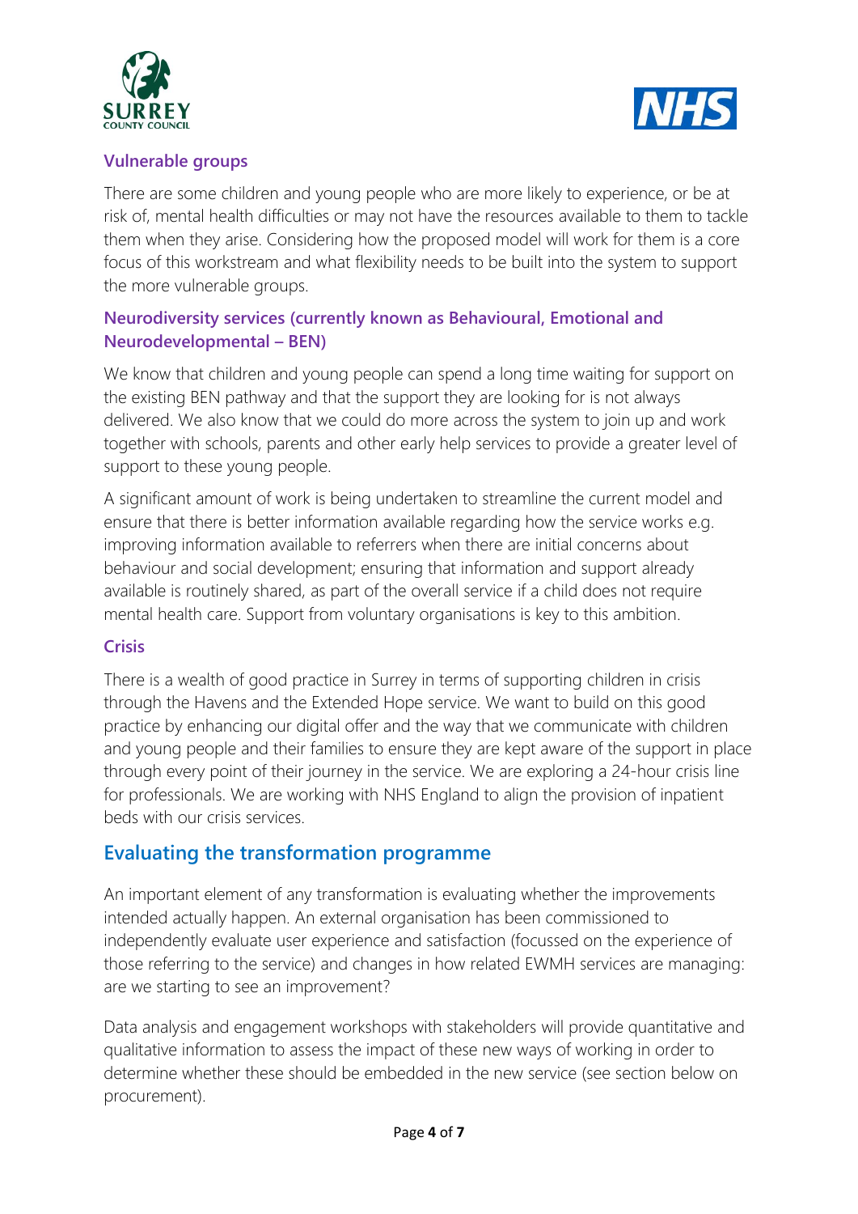### Vulnerable groups

There are some children and young people who are more likely to experience, or be at risk of, mental health difficulties or may not have the resources available to them to tackle them when they arise. Considering how the proposed model will work for them is a core focus of this workstream and what flexibility needs to be built into the system to support the more vulnerable groups.

### Neurodiversity services (currently known as Behavioural, Emotional and Neurodevelopmental – BEN)

We know that children and young people can spend a long time waiting for support on the existing BEN pathway and that the support they are looking for is not always delivered. We also know that we could do more across the system to join up and work together with schools, parents and other early help services to provide a greater level of support to these young people.

A significant amount of work is being undertaken to streamline the current model and ensure that there is better information available regarding how the service works e.g. improving information available to referrers when there are initial concerns about behaviour and social development; ensuring that information and support already available is routinely shared, as part of the overall service if a child does not require mental health care. Support from voluntary organisations is key to this ambition.

### Crisis

There is a wealth of good practice in Surrey in terms of supporting children in crisis through the Havens and the Extended Hope service. We want to build on this good practice by enhancing our digital offer and the way that we communicate with children and young people and their families to ensure they are kept aware of the support in place through every point of their journey in the service. We are exploring a 24-hour crisis line for professionals. We are working with NHS England to align the provision of inpatient beds with our crisis services.

## Evaluating the transformation programme

An important element of any transformation is evaluating whether the improvements intended actually happen. An external organisation has been commissioned to independently evaluate user experience and satisfaction (focussed on the experience of those referring to the service) and changes in how related EWMH services are managing: are we starting to see an improvement?

Data analysis and engagement workshops with stakeholders will provide quantitative and qualitative information to assess the impact of these new ways of working in order to determine whether these should be embedded in the new service (see section below on procurement).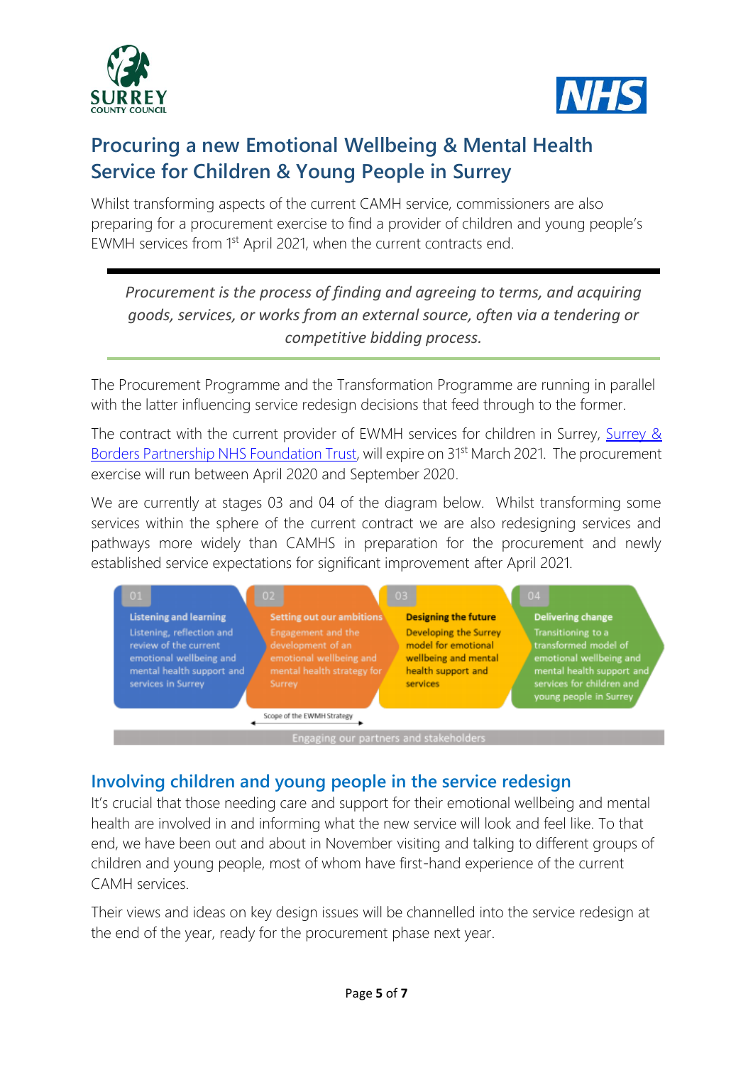# Procuring a new Emotional Wellbeing & Mental Health Service for Children & Young People in Surrey

Whilst transforming aspects of the current CAMH service, commissioners are also preparing for a procurement exercise to find a provider of children and young people's EWMH services from 1st April 2021, when the current contracts end.

---

*Procurement is the process of finding and agreeing to terms, and acquiring goods, services, or works from an external source, often via a tendering or competitive bidding process.*

---

The Procurement Programme and the Transformation Programme are running in parallel with the latter influencing service redesign decisions that feed through to the former.

The contract with the current provider of EWMH services for children in Surrey, Surrey & Borders Partnership NHS Foundation Trust, will expire on 31st March 2021. The procurement exercise will run between April 2020 and September 2020.

We are currently at stages 03 and 04 of the diagram below. Whilst transforming some services within the sphere of the current contract we are also redesigning services and pathways more widely than CAMHS in preparation for the procurement and newly established service expectations for significant improvement after April 2021.

| 01 | 02 | 03 | 04 |
|---|---|---|---|
| **Listening and learning** | **Setting out our ambitions** | **Designing the future** | **Delivering change** |
| Listening, reflection and review of the current emotional wellbeing and mental health support and services in Surrey | Engagement and the development of an emotional wellbeing and mental health strategy for Surrey | Developing the Surrey model for emotional wellbeing and mental health support and services | Transitioning to a transformed model of emotional wellbeing and mental health support and services for children and young people in Surrey |

Scope of the EWMH Strategy

Engaging our partners and stakeholders

## Involving children and young people in the service redesign

It's crucial that those needing care and support for their emotional wellbeing and mental health are involved in and informing what the new service will look and feel like. To that end, we have been out and about in November visiting and talking to different groups of children and young people, most of whom have first-hand experience of the current CAMH services.

Their views and ideas on key design issues will be channelled into the service redesign at the end of the year, ready for the procurement phase next year.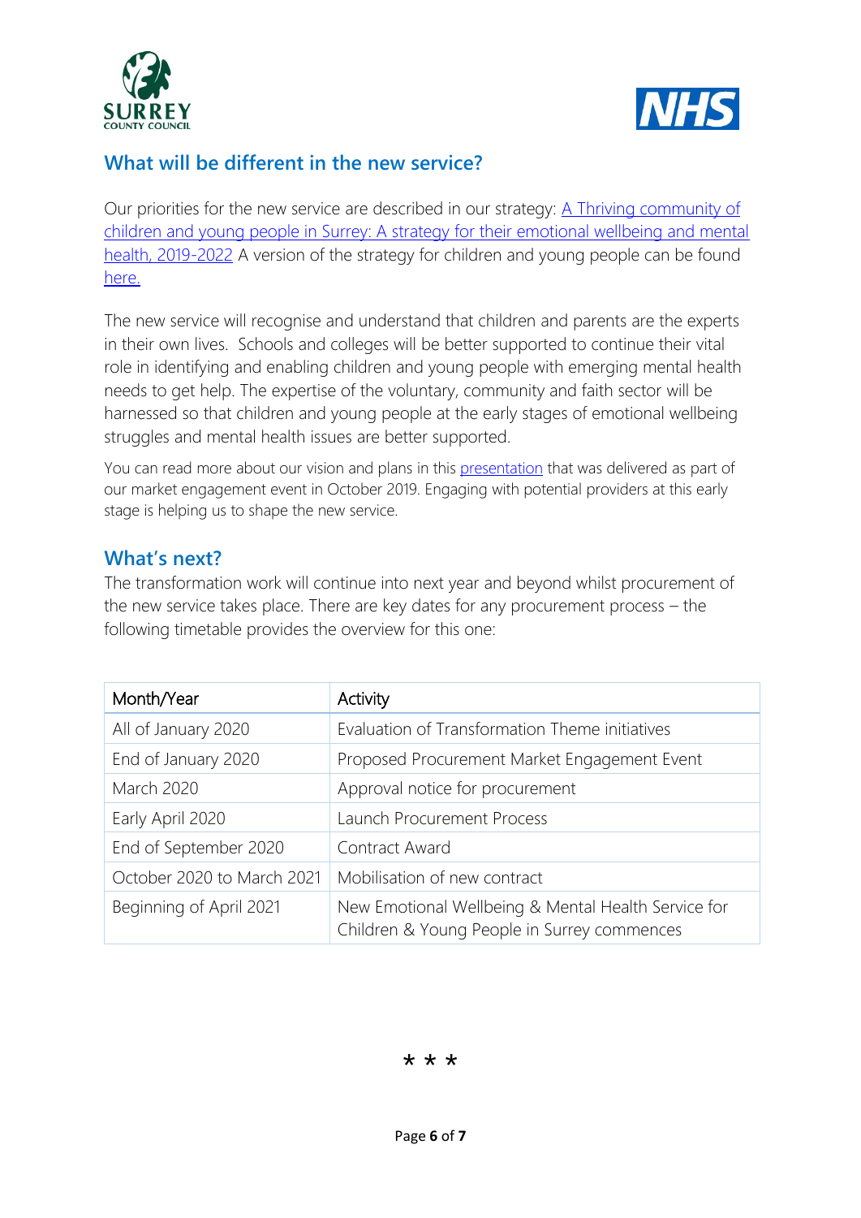## What will be different in the new service?

Our priorities for the new service are described in our strategy: [A Thriving community of children and young people in Surrey: A strategy for their emotional wellbeing and mental health, 2019-2022]() A version of the strategy for children and young people can be found [here.]()

The new service will recognise and understand that children and parents are the experts in their own lives. Schools and colleges will be better supported to continue their vital role in identifying and enabling children and young people with emerging mental health needs to get help. The expertise of the voluntary, community and faith sector will be harnessed so that children and young people at the early stages of emotional wellbeing struggles and mental health issues are better supported.

You can read more about our vision and plans in this [presentation]() that was delivered as part of our market engagement event in October 2019. Engaging with potential providers at this early stage is helping us to shape the new service.

## What's next?

The transformation work will continue into next year and beyond whilst procurement of the new service takes place. There are key dates for any procurement process – the following timetable provides the overview for this one:

| Month/Year | Activity |
|---|---|
| All of January 2020 | Evaluation of Transformation Theme initiatives |
| End of January 2020 | Proposed Procurement Market Engagement Event |
| March 2020 | Approval notice for procurement |
| Early April 2020 | Launch Procurement Process |
| End of September 2020 | Contract Award |
| October 2020 to March 2021 | Mobilisation of new contract |
| Beginning of April 2021 | New Emotional Wellbeing & Mental Health Service for Children & Young People in Surrey commences |

* * *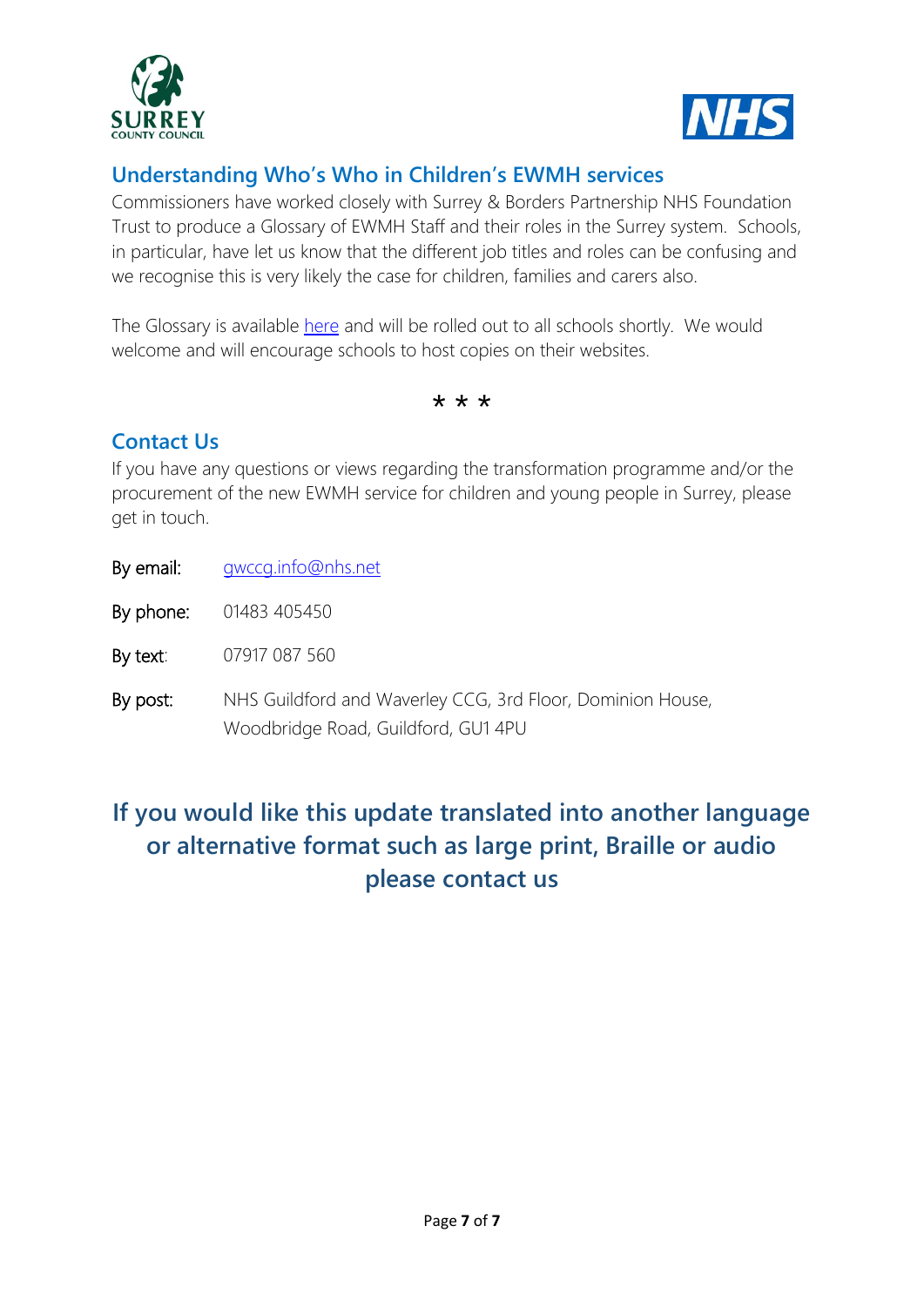## Understanding Who's Who in Children's EWMH services

Commissioners have worked closely with Surrey & Borders Partnership NHS Foundation Trust to produce a Glossary of EWMH Staff and their roles in the Surrey system. Schools, in particular, have let us know that the different job titles and roles can be confusing and we recognise this is very likely the case for children, families and carers also.

The Glossary is available here and will be rolled out to all schools shortly. We would welcome and will encourage schools to host copies on their websites.

\* \* \*

## Contact Us

If you have any questions or views regarding the transformation programme and/or the procurement of the new EWMH service for children and young people in Surrey, please get in touch.

| | |
|---|---|
| By email: | gwccg.info@nhs.net |
| By phone: | 01483 405450 |
| By text: | 07917 087 560 |
| By post: | NHS Guildford and Waverley CCG, 3rd Floor, Dominion House, Woodbridge Road, Guildford, GU1 4PU |

**If you would like this update translated into another language or alternative format such as large print, Braille or audio please contact us**